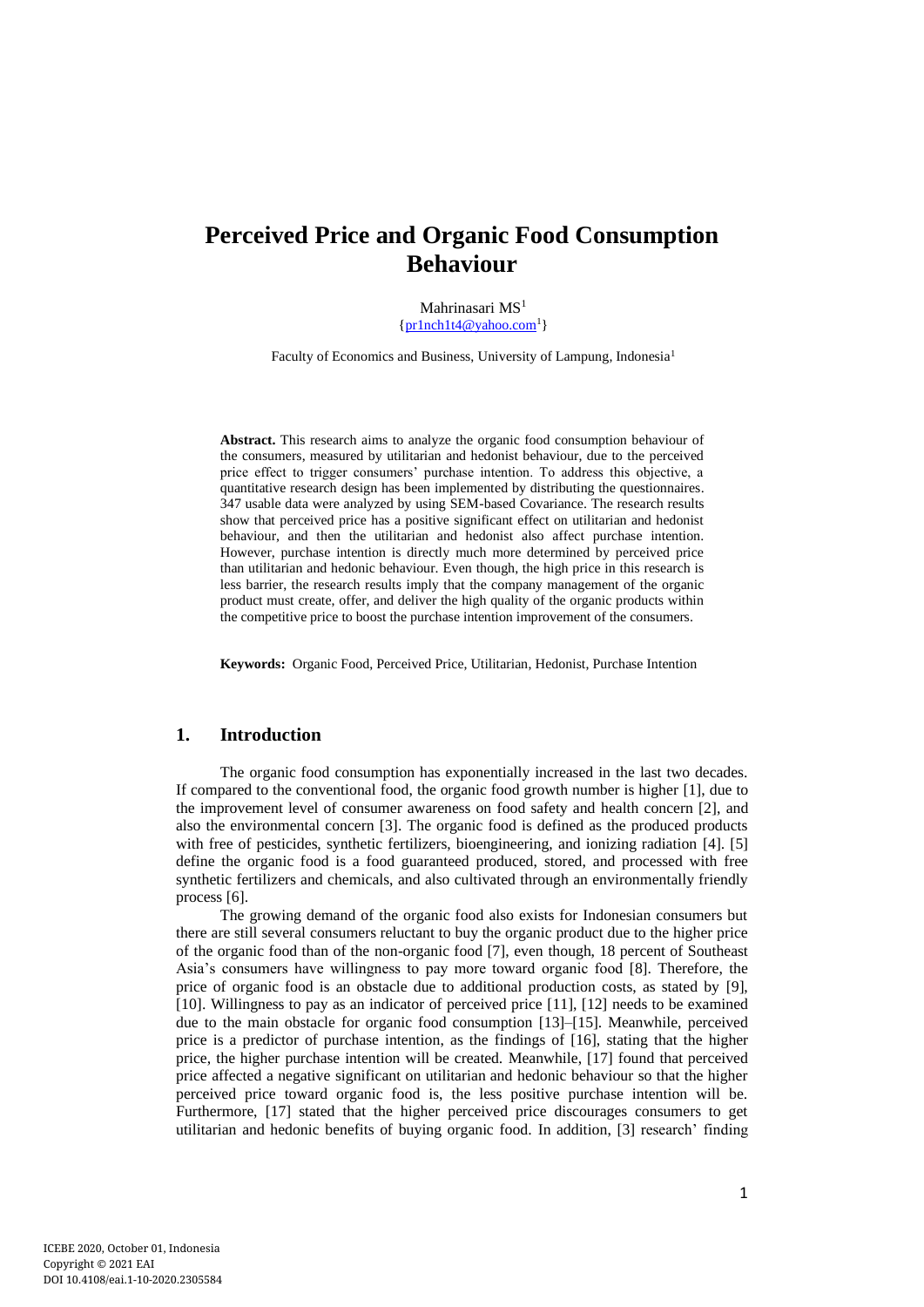# Perceived Price and Organic Food Consumption Behaviour

Mahrinasari MS[1]
{pr1nch1t4@yahoo.com[1]}

Faculty of Economics and Business, University of Lampung, Indonesia[1]

**Abstract.** This research aims to analyze the organic food consumption behaviour of the consumers, measured by utilitarian and hedonist behaviour, due to the perceived price effect to trigger consumers' purchase intention. To address this objective, a quantitative research design has been implemented by distributing the questionnaires. 347 usable data were analyzed by using SEM-based Covariance. The research results show that perceived price has a positive significant effect on utilitarian and hedonist behaviour, and then the utilitarian and hedonist also affect purchase intention. However, purchase intention is directly much more determined by perceived price than utilitarian and hedonic behaviour. Even though, the high price in this research is less barrier, the research results imply that the company management of the organic product must create, offer, and deliver the high quality of the organic products within the competitive price to boost the purchase intention improvement of the consumers.

**Keywords:** Organic Food, Perceived Price, Utilitarian, Hedonist, Purchase Intention

## 1. Introduction

The organic food consumption has exponentially increased in the last two decades. If compared to the conventional food, the organic food growth number is higher [1], due to the improvement level of consumer awareness on food safety and health concern [2], and also the environmental concern [3]. The organic food is defined as the produced products with free of pesticides, synthetic fertilizers, bioengineering, and ionizing radiation [4]. [5] define the organic food is a food guaranteed produced, stored, and processed with free synthetic fertilizers and chemicals, and also cultivated through an environmentally friendly process [6].

The growing demand of the organic food also exists for Indonesian consumers but there are still several consumers reluctant to buy the organic product due to the higher price of the organic food than of the non-organic food [7], even though, 18 percent of Southeast Asia's consumers have willingness to pay more toward organic food [8]. Therefore, the price of organic food is an obstacle due to additional production costs, as stated by [9], [10]. Willingness to pay as an indicator of perceived price [11], [12] needs to be examined due to the main obstacle for organic food consumption [13]–[15]. Meanwhile, perceived price is a predictor of purchase intention, as the findings of [16], stating that the higher price, the higher purchase intention will be created. Meanwhile, [17] found that perceived price affected a negative significant on utilitarian and hedonic behaviour so that the higher perceived price toward organic food is, the less positive purchase intention will be. Furthermore, [17] stated that the higher perceived price discourages consumers to get utilitarian and hedonic benefits of buying organic food. In addition, [3] research' finding

ICEBE 2020, October 01, Indonesia
Copyright © 2021 EAI
DOI 10.4108/eai.1-10-2020.2305584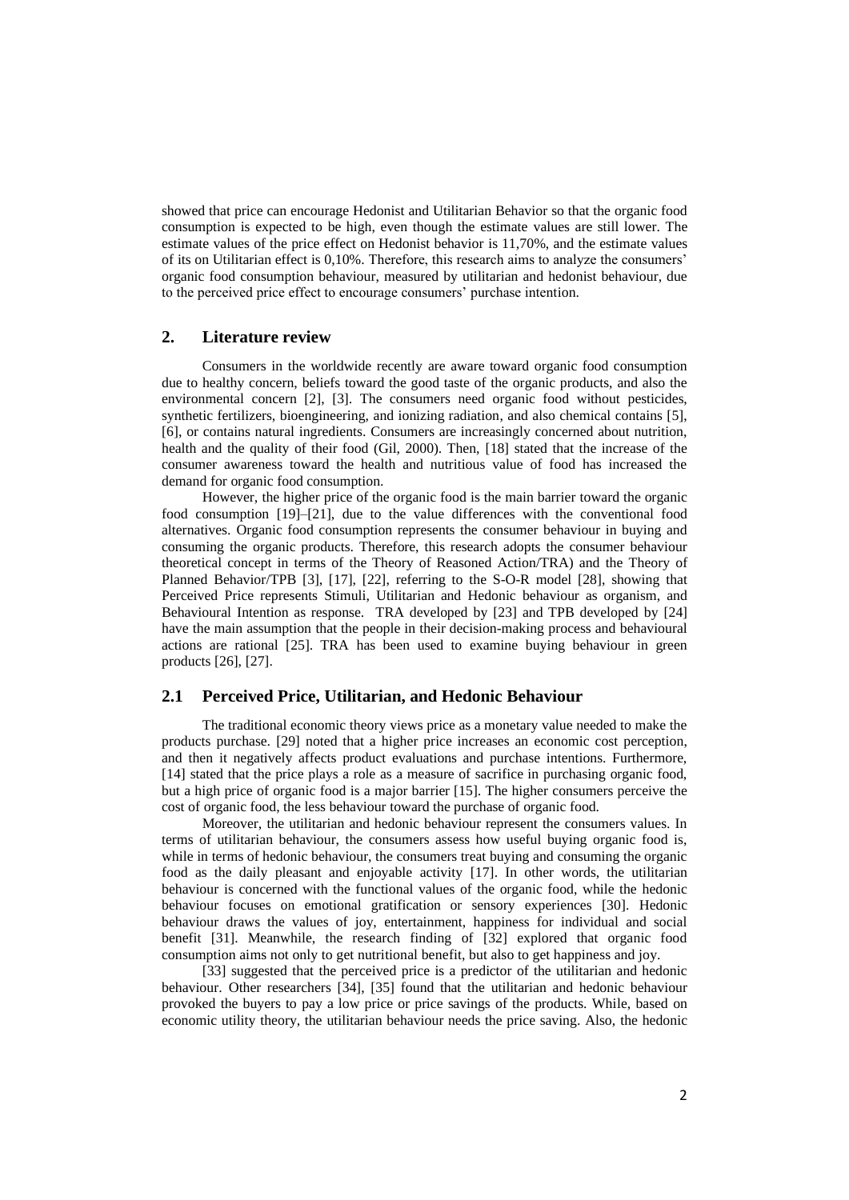showed that price can encourage Hedonist and Utilitarian Behavior so that the organic food consumption is expected to be high, even though the estimate values are still lower. The estimate values of the price effect on Hedonist behavior is 11,70%, and the estimate values of its on Utilitarian effect is 0,10%. Therefore, this research aims to analyze the consumers' organic food consumption behaviour, measured by utilitarian and hedonist behaviour, due to the perceived price effect to encourage consumers' purchase intention.

## 2. Literature review

Consumers in the worldwide recently are aware toward organic food consumption due to healthy concern, beliefs toward the good taste of the organic products, and also the environmental concern [2], [3]. The consumers need organic food without pesticides, synthetic fertilizers, bioengineering, and ionizing radiation, and also chemical contains [5], [6], or contains natural ingredients. Consumers are increasingly concerned about nutrition, health and the quality of their food (Gil, 2000). Then, [18] stated that the increase of the consumer awareness toward the health and nutritious value of food has increased the demand for organic food consumption.

However, the higher price of the organic food is the main barrier toward the organic food consumption [19]–[21], due to the value differences with the conventional food alternatives. Organic food consumption represents the consumer behaviour in buying and consuming the organic products. Therefore, this research adopts the consumer behaviour theoretical concept in terms of the Theory of Reasoned Action/TRA) and the Theory of Planned Behavior/TPB [3], [17], [22], referring to the S-O-R model [28], showing that Perceived Price represents Stimuli, Utilitarian and Hedonic behaviour as organism, and Behavioural Intention as response. TRA developed by [23] and TPB developed by [24] have the main assumption that the people in their decision-making process and behavioural actions are rational [25]. TRA has been used to examine buying behaviour in green products [26], [27].

### 2.1 Perceived Price, Utilitarian, and Hedonic Behaviour

The traditional economic theory views price as a monetary value needed to make the products purchase. [29] noted that a higher price increases an economic cost perception, and then it negatively affects product evaluations and purchase intentions. Furthermore, [14] stated that the price plays a role as a measure of sacrifice in purchasing organic food, but a high price of organic food is a major barrier [15]. The higher consumers perceive the cost of organic food, the less behaviour toward the purchase of organic food.

Moreover, the utilitarian and hedonic behaviour represent the consumers values. In terms of utilitarian behaviour, the consumers assess how useful buying organic food is, while in terms of hedonic behaviour, the consumers treat buying and consuming the organic food as the daily pleasant and enjoyable activity [17]. In other words, the utilitarian behaviour is concerned with the functional values of the organic food, while the hedonic behaviour focuses on emotional gratification or sensory experiences [30]. Hedonic behaviour draws the values of joy, entertainment, happiness for individual and social benefit [31]. Meanwhile, the research finding of [32] explored that organic food consumption aims not only to get nutritional benefit, but also to get happiness and joy.

[33] suggested that the perceived price is a predictor of the utilitarian and hedonic behaviour. Other researchers [34], [35] found that the utilitarian and hedonic behaviour provoked the buyers to pay a low price or price savings of the products. While, based on economic utility theory, the utilitarian behaviour needs the price saving. Also, the hedonic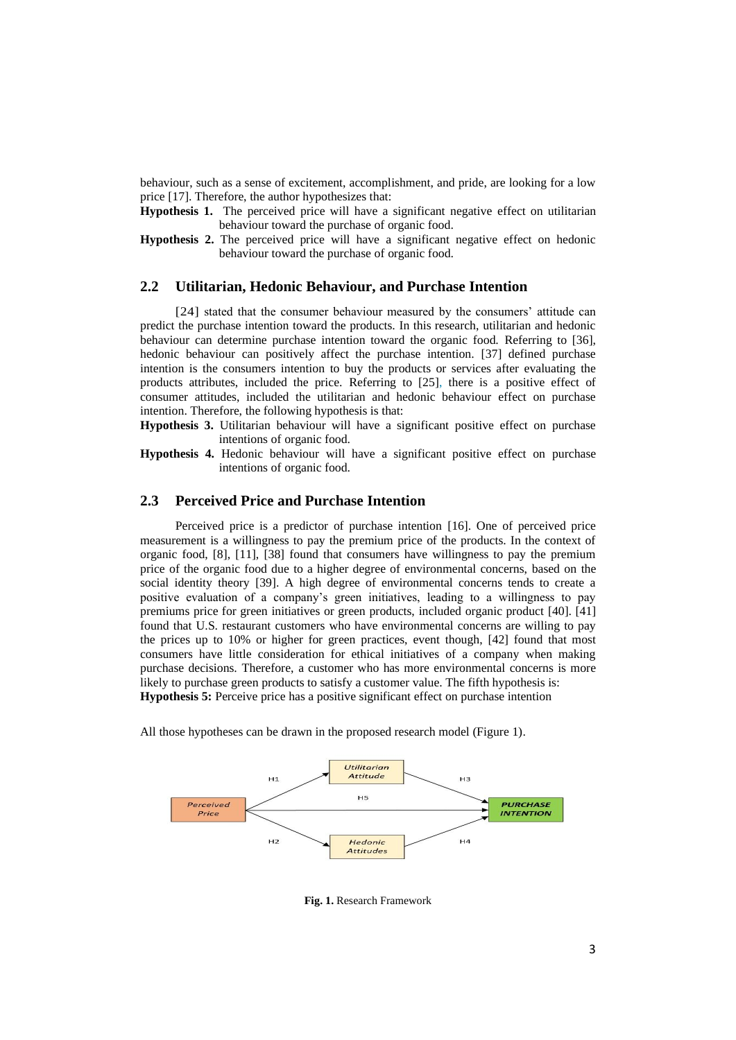behaviour, such as a sense of excitement, accomplishment, and pride, are looking for a low price [17]. Therefore, the author hypothesizes that:

**Hypothesis 1.** The perceived price will have a significant negative effect on utilitarian behaviour toward the purchase of organic food.

**Hypothesis 2.** The perceived price will have a significant negative effect on hedonic behaviour toward the purchase of organic food.

## 2.2 Utilitarian, Hedonic Behaviour, and Purchase Intention

[24] stated that the consumer behaviour measured by the consumers' attitude can predict the purchase intention toward the products. In this research, utilitarian and hedonic behaviour can determine purchase intention toward the organic food. Referring to [36], hedonic behaviour can positively affect the purchase intention. [37] defined purchase intention is the consumers intention to buy the products or services after evaluating the products attributes, included the price. Referring to [25], there is a positive effect of consumer attitudes, included the utilitarian and hedonic behaviour effect on purchase intention. Therefore, the following hypothesis is that:

**Hypothesis 3.** Utilitarian behaviour will have a significant positive effect on purchase intentions of organic food.

**Hypothesis 4.** Hedonic behaviour will have a significant positive effect on purchase intentions of organic food.

## 2.3 Perceived Price and Purchase Intention

Perceived price is a predictor of purchase intention [16]. One of perceived price measurement is a willingness to pay the premium price of the products. In the context of organic food, [8], [11], [38] found that consumers have willingness to pay the premium price of the organic food due to a higher degree of environmental concerns, based on the social identity theory [39]. A high degree of environmental concerns tends to create a positive evaluation of a company's green initiatives, leading to a willingness to pay premiums price for green initiatives or green products, included organic product [40]. [41] found that U.S. restaurant customers who have environmental concerns are willing to pay the prices up to 10% or higher for green practices, event though, [42] found that most consumers have little consideration for ethical initiatives of a company when making purchase decisions. Therefore, a customer who has more environmental concerns is more likely to purchase green products to satisfy a customer value. The fifth hypothesis is that:

**Hypothesis 5:** Perceive price has a positive significant effect on purchase intention

All those hypotheses can be drawn in the proposed research model (Figure 1).

**Fig. 1.** Research Framework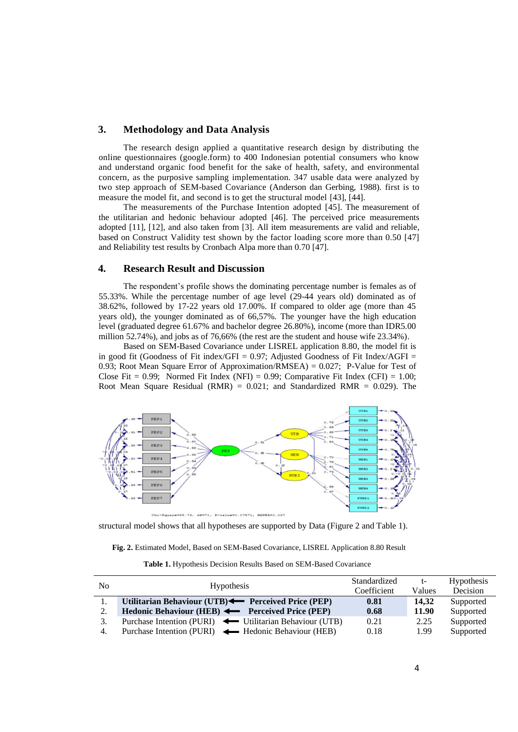## 3. Methodology and Data Analysis

The research design applied a quantitative research design by distributing the online questionnaires (google.form) to 400 Indonesian potential consumers who know and understand organic food benefit for the sake of health, safety, and environmental concern, as the purposive sampling implementation. 347 usable data were analyzed by two step approach of SEM-based Covariance (Anderson dan Gerbing, 1988). first is to measure the model fit, and second is to get the structural model [43], [44].

The measurements of the Purchase Intention adopted [45]. The measurement of the utilitarian and hedonic behaviour adopted [46]. The perceived price measurements adopted [11], [12], and also taken from [3]. All item measurements are valid and reliable, based on Construct Validity test shown by the factor loading score more than 0.50 [47] and Reliability test results by Cronbach Alpa more than 0.70 [47].

## 4. Research Result and Discussion

The respondent's profile shows the dominating percentage number is females as of 55.33%. While the percentage number of age level (29-44 years old) dominated as of 38.62%, followed by 17-22 years old 17.00%. If compared to older age (more than 45 years old), the younger dominated as of 66,57%. The younger have the high education level (graduated degree 61.67% and bachelor degree 26.80%), income (more than IDR5.00 million 52.74%), and jobs as of 76,66% (the rest are the student and house wife 23.34%).

Based on SEM-Based Covariance under LISREL application 8.80, the model fit is in good fit (Goodness of Fit index/GFI = 0.97; Adjusted Goodness of Fit Index/AGFI = 0.93; Root Mean Square Error of Approximation/RMSEA) = 0.027; P-Value for Test of Close Fit = 0.99; Normed Fit Index (NFI) = 0.99; Comparative Fit Index (CFI) = 1.00; Root Mean Square Residual (RMR) = 0.021; and Standardized RMR = 0.029). The structural model shows that all hypotheses are supported by Data (Figure 2 and Table 1).

**Fig. 2.** Estimated Model, Based on SEM-Based Covariance, LISREL Application 8.80 Result

**Table 1.** Hypothesis Decision Results Based on SEM-Based Covariance

| No | Hypothesis | Standardized Coefficient | t-Values | Hypothesis Decision |
|---|---|---|---|---|
| 1. | **Utilitarian Behaviour (UTB) ← Perceived Price (PEP)** | **0.81** | **14,32** | Supported |
| 2. | **Hedonic Behaviour (HEB) ← Perceived Price (PEP)** | **0.68** | **11.90** | Supported |
| 3. | Purchase Intention (PURI) ← Utilitarian Behaviour (UTB) | 0.21 | 2.25 | Supported |
| 4. | Purchase Intention (PURI) ← Hedonic Behaviour (HEB) | 0.18 | 1.99 | Supported |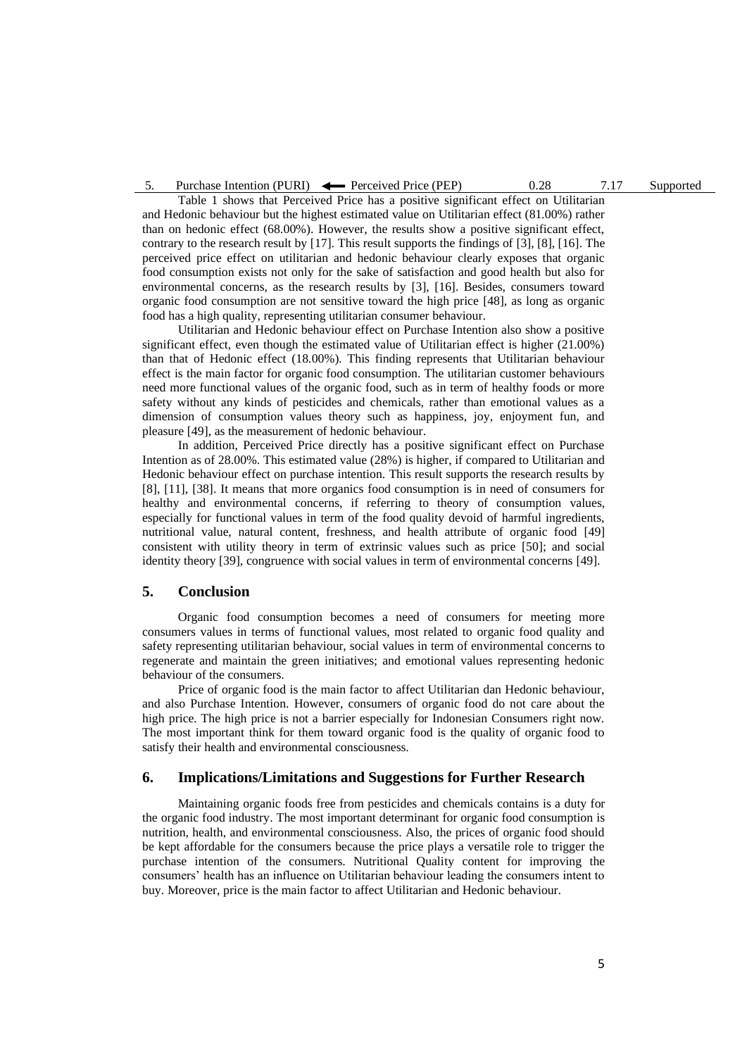| 5. | Purchase Intention (PURI) ⟵ Perceived Price (PEP) | 0.28 | 7.17 | Supported |
|---|---|---|---|---|

Table 1 shows that Perceived Price has a positive significant effect on Utilitarian and Hedonic behaviour but the highest estimated value on Utilitarian effect (81.00%) rather than on hedonic effect (68.00%). However, the results show a positive significant effect, contrary to the research result by [17]. This result supports the findings of [3], [8], [16]. The perceived price effect on utilitarian and hedonic behaviour clearly exposes that organic food consumption exists not only for the sake of satisfaction and good health but also for environmental concerns, as the research results by [3], [16]. Besides, consumers toward organic food consumption are not sensitive toward the high price [48], as long as organic food has a high quality, representing utilitarian consumer behaviour.

Utilitarian and Hedonic behaviour effect on Purchase Intention also show a positive significant effect, even though the estimated value of Utilitarian effect is higher (21.00%) than that of Hedonic effect (18.00%). This finding represents that Utilitarian behaviour effect is the main factor for organic food consumption. The utilitarian customer behaviours need more functional values of the organic food, such as in term of healthy foods or more safety without any kinds of pesticides and chemicals, rather than emotional values as a dimension of consumption values theory such as happiness, joy, enjoyment fun, and pleasure [49], as the measurement of hedonic behaviour.

In addition, Perceived Price directly has a positive significant effect on Purchase Intention as of 28.00%. This estimated value (28%) is higher, if compared to Utilitarian and Hedonic behaviour effect on purchase intention. This result supports the research results by [8], [11], [38]. It means that more organics food consumption is in need of consumers for healthy and environmental concerns, if referring to theory of consumption values, especially for functional values in term of the food quality devoid of harmful ingredients, nutritional value, natural content, freshness, and health attribute of organic food [49] consistent with utility theory in term of extrinsic values such as price [50]; and social identity theory [39], congruence with social values in term of environmental concerns [49].

## 5. Conclusion

Organic food consumption becomes a need of consumers for meeting more consumers values in terms of functional values, most related to organic food quality and safety representing utilitarian behaviour, social values in term of environmental concerns to regenerate and maintain the green initiatives; and emotional values representing hedonic behaviour of the consumers.

Price of organic food is the main factor to affect Utilitarian dan Hedonic behaviour, and also Purchase Intention. However, consumers of organic food do not care about the high price. The high price is not a barrier especially for Indonesian Consumers right now. The most important think for them toward organic food is the quality of organic food to satisfy their health and environmental consciousness.

## 6. Implications/Limitations and Suggestions for Further Research

Maintaining organic foods free from pesticides and chemicals contains is a duty for the organic food industry. The most important determinant for organic food consumption is nutrition, health, and environmental consciousness. Also, the prices of organic food should be kept affordable for the consumers because the price plays a versatile role to trigger the purchase intention of the consumers. Nutritional Quality content for improving the consumers' health has an influence on Utilitarian behaviour leading the consumers intent to buy. Moreover, price is the main factor to affect Utilitarian and Hedonic behaviour.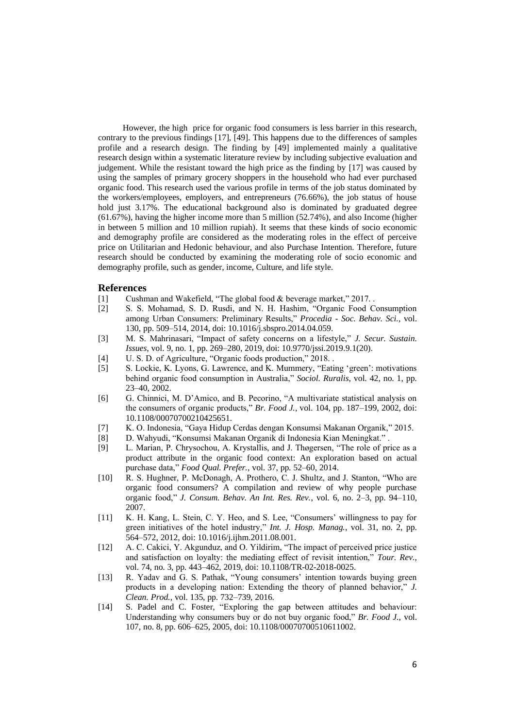However, the high price for organic food consumers is less barrier in this research, contrary to the previous findings [17], [49]. This happens due to the differences of samples profile and a research design. The finding by [49] implemented mainly a qualitative research design within a systematic literature review by including subjective evaluation and judgement. While the resistant toward the high price as the finding by [17] was caused by using the samples of primary grocery shoppers in the household who had ever purchased organic food. This research used the various profile in terms of the job status dominated by the workers/employees, employers, and entrepreneurs (76.66%), the job status of house hold just 3.17%. The educational background also is dominated by graduated degree (61.67%), having the higher income more than 5 million (52.74%), and also Income (higher in between 5 million and 10 million rupiah). It seems that these kinds of socio economic and demography profile are considered as the moderating roles in the effect of perceive price on Utilitarian and Hedonic behaviour, and also Purchase Intention. Therefore, future research should be conducted by examining the moderating role of socio economic and demography profile, such as gender, income, Culture, and life style.

## References

[1] Cushman and Wakefield, "The global food & beverage market," 2017. .

[2] S. S. Mohamad, S. D. Rusdi, and N. H. Hashim, "Organic Food Consumption among Urban Consumers: Preliminary Results," *Procedia - Soc. Behav. Sci.*, vol. 130, pp. 509–514, 2014, doi: 10.1016/j.sbspro.2014.04.059.

[3] M. S. Mahrinasari, "Impact of safety concerns on a lifestyle," *J. Secur. Sustain. Issues*, vol. 9, no. 1, pp. 269–280, 2019, doi: 10.9770/jssi.2019.9.1(20).

[4] U. S. D. of Agriculture, "Organic foods production," 2018. .

[5] S. Lockie, K. Lyons, G. Lawrence, and K. Mummery, "Eating 'green': motivations behind organic food consumption in Australia," *Sociol. Ruralis*, vol. 42, no. 1, pp. 23–40, 2002.

[6] G. Chinnici, M. D'Amico, and B. Pecorino, "A multivariate statistical analysis on the consumers of organic products," *Br. Food J.*, vol. 104, pp. 187–199, 2002, doi: 10.1108/00070700210425651.

[7] K. O. Indonesia, "Gaya Hidup Cerdas dengan Konsumsi Makanan Organik," 2015.

[8] D. Wahyudi, "Konsumsi Makanan Organik di Indonesia Kian Meningkat." .

[9] L. Marian, P. Chrysochou, A. Krystallis, and J. Thøgersen, "The role of price as a product attribute in the organic food context: An exploration based on actual purchase data," *Food Qual. Prefer.*, vol. 37, pp. 52–60, 2014.

[10] R. S. Hughner, P. McDonagh, A. Prothero, C. J. Shultz, and J. Stanton, "Who are organic food consumers? A compilation and review of why people purchase organic food," *J. Consum. Behav. An Int. Res. Rev.*, vol. 6, no. 2–3, pp. 94–110, 2007.

[11] K. H. Kang, L. Stein, C. Y. Heo, and S. Lee, "Consumers' willingness to pay for green initiatives of the hotel industry," *Int. J. Hosp. Manag.*, vol. 31, no. 2, pp. 564–572, 2012, doi: 10.1016/j.ijhm.2011.08.001.

[12] A. C. Cakici, Y. Akgunduz, and O. Yildirim, "The impact of perceived price justice and satisfaction on loyalty: the mediating effect of revisit intention," *Tour. Rev.*, vol. 74, no. 3, pp. 443–462, 2019, doi: 10.1108/TR-02-2018-0025.

[13] R. Yadav and G. S. Pathak, "Young consumers' intention towards buying green products in a developing nation: Extending the theory of planned behavior," *J. Clean. Prod.*, vol. 135, pp. 732–739, 2016.

[14] S. Padel and C. Foster, "Exploring the gap between attitudes and behaviour: Understanding why consumers buy or do not buy organic food," *Br. Food J.*, vol. 107, no. 8, pp. 606–625, 2005, doi: 10.1108/00070700510611002.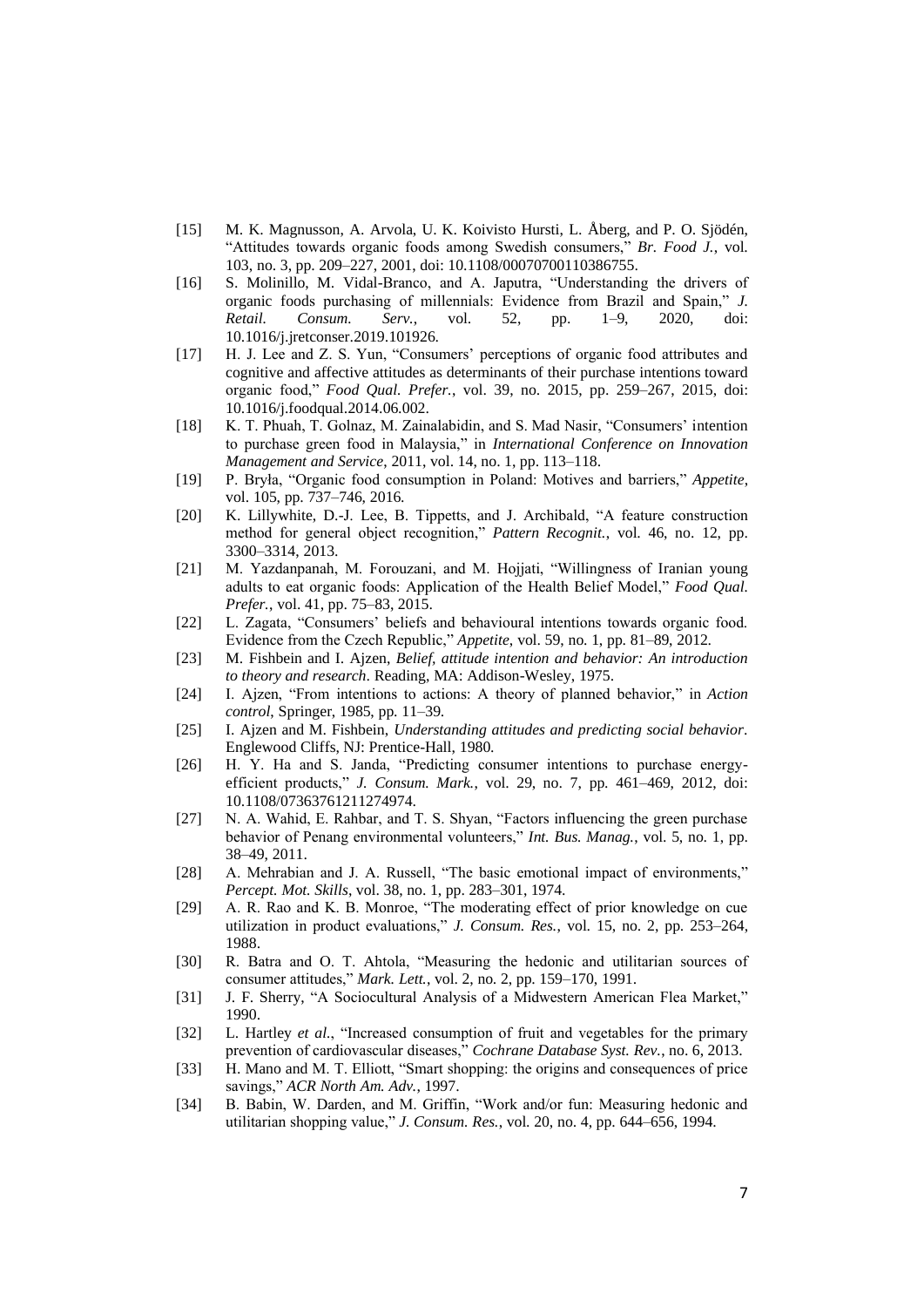[15] M. K. Magnusson, A. Arvola, U. K. Koivisto Hursti, L. Åberg, and P. O. Sjödén, "Attitudes towards organic foods among Swedish consumers," *Br. Food J.*, vol. 103, no. 3, pp. 209–227, 2001, doi: 10.1108/00070700110386755.

[16] S. Molinillo, M. Vidal-Branco, and A. Japutra, "Understanding the drivers of organic foods purchasing of millennials: Evidence from Brazil and Spain," *J. Retail. Consum. Serv.*, vol. 52, pp. 1–9, 2020, doi: 10.1016/j.jretconser.2019.101926.

[17] H. J. Lee and Z. S. Yun, "Consumers' perceptions of organic food attributes and cognitive and affective attitudes as determinants of their purchase intentions toward organic food," *Food Qual. Prefer.*, vol. 39, no. 2015, pp. 259–267, 2015, doi: 10.1016/j.foodqual.2014.06.002.

[18] K. T. Phuah, T. Golnaz, M. Zainalabidin, and S. Mad Nasir, "Consumers' intention to purchase green food in Malaysia," in *International Conference on Innovation Management and Service*, 2011, vol. 14, no. 1, pp. 113–118.

[19] P. Bryła, "Organic food consumption in Poland: Motives and barriers," *Appetite*, vol. 105, pp. 737–746, 2016.

[20] K. Lillywhite, D.-J. Lee, B. Tippetts, and J. Archibald, "A feature construction method for general object recognition," *Pattern Recognit.*, vol. 46, no. 12, pp. 3300–3314, 2013.

[21] M. Yazdanpanah, M. Forouzani, and M. Hojjati, "Willingness of Iranian young adults to eat organic foods: Application of the Health Belief Model," *Food Qual. Prefer.*, vol. 41, pp. 75–83, 2015.

[22] L. Zagata, "Consumers' beliefs and behavioural intentions towards organic food. Evidence from the Czech Republic," *Appetite*, vol. 59, no. 1, pp. 81–89, 2012.

[23] M. Fishbein and I. Ajzen, *Belief, attitude intention and behavior: An introduction to theory and research*. Reading, MA: Addison-Wesley, 1975.

[24] I. Ajzen, "From intentions to actions: A theory of planned behavior," in *Action control*, Springer, 1985, pp. 11–39.

[25] I. Ajzen and M. Fishbein, *Understanding attitudes and predicting social behavior*. Englewood Cliffs, NJ: Prentice-Hall, 1980.

[26] H. Y. Ha and S. Janda, "Predicting consumer intentions to purchase energy-efficient products," *J. Consum. Mark.*, vol. 29, no. 7, pp. 461–469, 2012, doi: 10.1108/07363761211274974.

[27] N. A. Wahid, E. Rahbar, and T. S. Shyan, "Factors influencing the green purchase behavior of Penang environmental volunteers," *Int. Bus. Manag.*, vol. 5, no. 1, pp. 38–49, 2011.

[28] A. Mehrabian and J. A. Russell, "The basic emotional impact of environments," *Percept. Mot. Skills*, vol. 38, no. 1, pp. 283–301, 1974.

[29] A. R. Rao and K. B. Monroe, "The moderating effect of prior knowledge on cue utilization in product evaluations," *J. Consum. Res.*, vol. 15, no. 2, pp. 253–264, 1988.

[30] R. Batra and O. T. Ahtola, "Measuring the hedonic and utilitarian sources of consumer attitudes," *Mark. Lett.*, vol. 2, no. 2, pp. 159–170, 1991.

[31] J. F. Sherry, "A Sociocultural Analysis of a Midwestern American Flea Market," 1990.

[32] L. Hartley *et al.*, "Increased consumption of fruit and vegetables for the primary prevention of cardiovascular diseases," *Cochrane Database Syst. Rev.*, no. 6, 2013.

[33] H. Mano and M. T. Elliott, "Smart shopping: the origins and consequences of price savings," *ACR North Am. Adv.*, 1997.

[34] B. Babin, W. Darden, and M. Griffin, "Work and/or fun: Measuring hedonic and utilitarian shopping value," *J. Consum. Res.*, vol. 20, no. 4, pp. 644–656, 1994.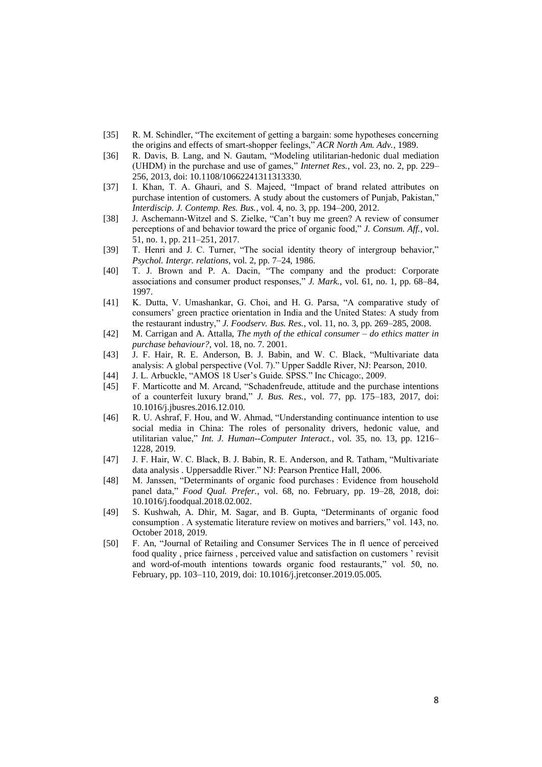[35] R. M. Schindler, "The excitement of getting a bargain: some hypotheses concerning the origins and effects of smart-shopper feelings," *ACR North Am. Adv.*, 1989.

[36] R. Davis, B. Lang, and N. Gautam, "Modeling utilitarian-hedonic dual mediation (UHDM) in the purchase and use of games," *Internet Res.*, vol. 23, no. 2, pp. 229–256, 2013, doi: 10.1108/10662241311313330.

[37] I. Khan, T. A. Ghauri, and S. Majeed, "Impact of brand related attributes on purchase intention of customers. A study about the customers of Punjab, Pakistan," *Interdiscip. J. Contemp. Res. Bus.*, vol. 4, no. 3, pp. 194–200, 2012.

[38] J. Aschemann-Witzel and S. Zielke, "Can't buy me green? A review of consumer perceptions of and behavior toward the price of organic food," *J. Consum. Aff.*, vol. 51, no. 1, pp. 211–251, 2017.

[39] T. Henri and J. C. Turner, "The social identity theory of intergroup behavior," *Psychol. Intergr. relations*, vol. 2, pp. 7–24, 1986.

[40] T. J. Brown and P. A. Dacin, "The company and the product: Corporate associations and consumer product responses," *J. Mark.*, vol. 61, no. 1, pp. 68–84, 1997.

[41] K. Dutta, V. Umashankar, G. Choi, and H. G. Parsa, "A comparative study of consumers' green practice orientation in India and the United States: A study from the restaurant industry," *J. Foodserv. Bus. Res.*, vol. 11, no. 3, pp. 269–285, 2008.

[42] M. Carrigan and A. Attalla, *The myth of the ethical consumer – do ethics matter in purchase behaviour?*, vol. 18, no. 7. 2001.

[43] J. F. Hair, R. E. Anderson, B. J. Babin, and W. C. Black, "Multivariate data analysis: A global perspective (Vol. 7)." Upper Saddle River, NJ: Pearson, 2010.

[44] J. L. Arbuckle, "AMOS 18 User's Guide. SPSS." Inc Chicago:, 2009.

[45] F. Marticotte and M. Arcand, "Schadenfreude, attitude and the purchase intentions of a counterfeit luxury brand," *J. Bus. Res.*, vol. 77, pp. 175–183, 2017, doi: 10.1016/j.jbusres.2016.12.010.

[46] R. U. Ashraf, F. Hou, and W. Ahmad, "Understanding continuance intention to use social media in China: The roles of personality drivers, hedonic value, and utilitarian value," *Int. J. Human--Computer Interact.*, vol. 35, no. 13, pp. 1216–1228, 2019.

[47] J. F. Hair, W. C. Black, B. J. Babin, R. E. Anderson, and R. Tatham, "Multivariate data analysis . Uppersaddle River." NJ: Pearson Prentice Hall, 2006.

[48] M. Janssen, "Determinants of organic food purchases : Evidence from household panel data," *Food Qual. Prefer.*, vol. 68, no. February, pp. 19–28, 2018, doi: 10.1016/j.foodqual.2018.02.002.

[49] S. Kushwah, A. Dhir, M. Sagar, and B. Gupta, "Determinants of organic food consumption . A systematic literature review on motives and barriers," vol. 143, no. October 2018, 2019.

[50] F. An, "Journal of Retailing and Consumer Services The in fl uence of perceived food quality , price fairness , perceived value and satisfaction on customers ' revisit and word-of-mouth intentions towards organic food restaurants," vol. 50, no. February, pp. 103–110, 2019, doi: 10.1016/j.jretconser.2019.05.005.